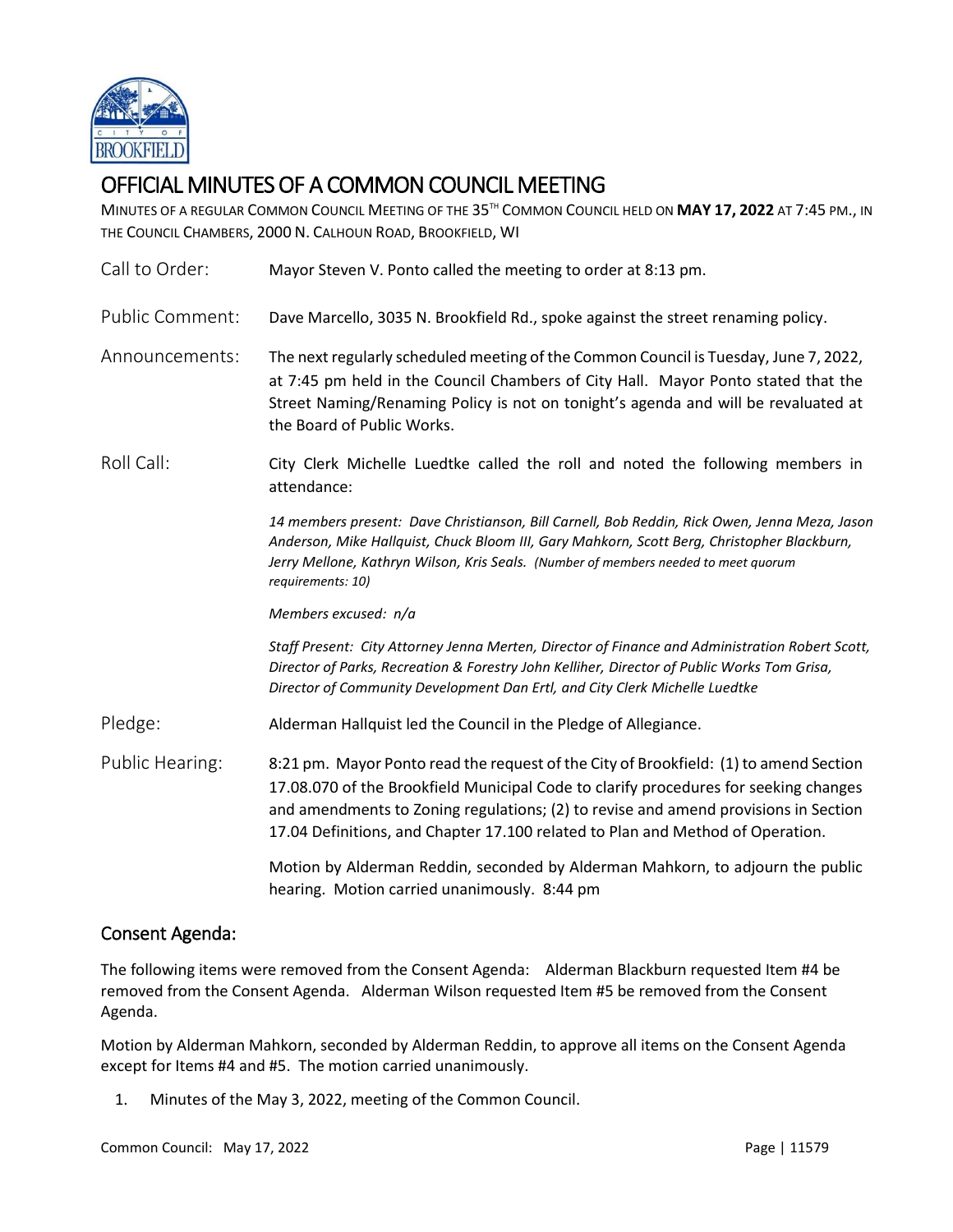# OFFICIAL MINUTES OF A COMMON COUNCIL MEETING

MINUTES OF A REGULAR COMMON COUNCIL MEETING OF THE 35TH COMMON COUNCIL HELD ON **MAY 17, 2022** AT 7:45 PM., IN THE COUNCIL CHAMBERS, 2000 N. CALHOUN ROAD, BROOKFIELD, WI

**Call to Order:** Mayor Steven V. Ponto called the meeting to order at 8:13 pm.

**Public Comment:** Dave Marcello, 3035 N. Brookfield Rd., spoke against the street renaming policy.

**Announcements:** The next regularly scheduled meeting of the Common Council is Tuesday, June 7, 2022, at 7:45 pm held in the Council Chambers of City Hall. Mayor Ponto stated that the Street Naming/Renaming Policy is not on tonight's agenda and will be revaluated at the Board of Public Works.

**Roll Call:** City Clerk Michelle Luedtke called the roll and noted the following members in attendance:

*14 members present: Dave Christianson, Bill Carnell, Bob Reddin, Rick Owen, Jenna Meza, Jason Anderson, Mike Hallquist, Chuck Bloom III, Gary Mahkorn, Scott Berg, Christopher Blackburn, Jerry Mellone, Kathryn Wilson, Kris Seals. (Number of members needed to meet quorum requirements: 10)*

*Members excused: n/a*

*Staff Present: City Attorney Jenna Merten, Director of Finance and Administration Robert Scott, Director of Parks, Recreation & Forestry John Kelliher, Director of Public Works Tom Grisa, Director of Community Development Dan Ertl, and City Clerk Michelle Luedtke*

**Pledge:** Alderman Hallquist led the Council in the Pledge of Allegiance.

**Public Hearing:** 8:21 pm. Mayor Ponto read the request of the City of Brookfield: (1) to amend Section 17.08.070 of the Brookfield Municipal Code to clarify procedures for seeking changes and amendments to Zoning regulations; (2) to revise and amend provisions in Section 17.04 Definitions, and Chapter 17.100 related to Plan and Method of Operation.

Motion by Alderman Reddin, seconded by Alderman Mahkorn, to adjourn the public hearing. Motion carried unanimously. 8:44 pm

## Consent Agenda:

The following items were removed from the Consent Agenda: Alderman Blackburn requested Item #4 be removed from the Consent Agenda. Alderman Wilson requested Item #5 be removed from the Consent Agenda.

Motion by Alderman Mahkorn, seconded by Alderman Reddin, to approve all items on the Consent Agenda except for Items #4 and #5. The motion carried unanimously.

1. Minutes of the May 3, 2022, meeting of the Common Council.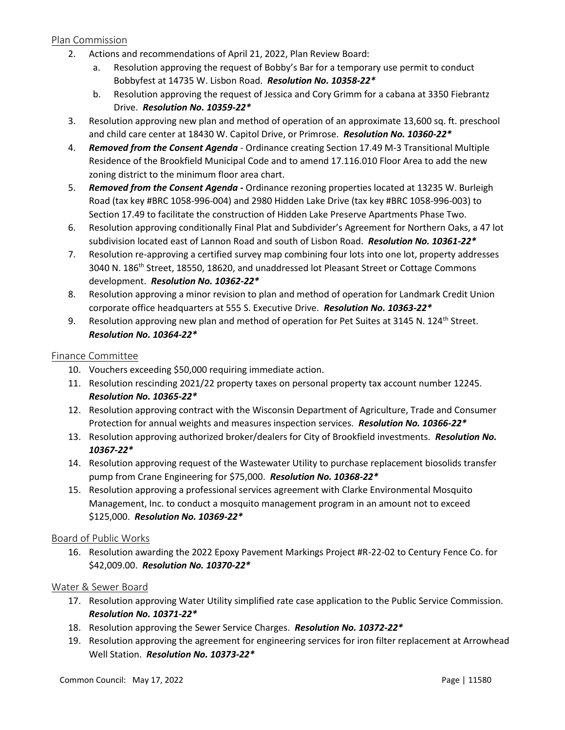## Plan Commission

2. Actions and recommendations of April 21, 2022, Plan Review Board:
   a. Resolution approving the request of Bobby's Bar for a temporary use permit to conduct Bobbyfest at 14735 W. Lisbon Road. ***Resolution No. 10358-22****
   b. Resolution approving the request of Jessica and Cory Grimm for a cabana at 3350 Fiebrantz Drive. ***Resolution No. 10359-22****
3. Resolution approving new plan and method of operation of an approximate 13,600 sq. ft. preschool and child care center at 18430 W. Capitol Drive, or Primrose. ***Resolution No. 10360-22****
4. ***Removed from the Consent Agenda*** - Ordinance creating Section 17.49 M-3 Transitional Multiple Residence of the Brookfield Municipal Code and to amend 17.116.010 Floor Area to add the new zoning district to the minimum floor area chart.
5. ***Removed from the Consent Agenda -*** Ordinance rezoning properties located at 13235 W. Burleigh Road (tax key #BRC 1058-996-004) and 2980 Hidden Lake Drive (tax key #BRC 1058-996-003) to Section 17.49 to facilitate the construction of Hidden Lake Preserve Apartments Phase Two.
6. Resolution approving conditionally Final Plat and Subdivider's Agreement for Northern Oaks, a 47 lot subdivision located east of Lannon Road and south of Lisbon Road. ***Resolution No. 10361-22****
7. Resolution re-approving a certified survey map combining four lots into one lot, property addresses 3040 N. 186th Street, 18550, 18620, and unaddressed lot Pleasant Street or Cottage Commons development. ***Resolution No. 10362-22****
8. Resolution approving a minor revision to plan and method of operation for Landmark Credit Union corporate office headquarters at 555 S. Executive Drive. ***Resolution No. 10363-22****
9. Resolution approving new plan and method of operation for Pet Suites at 3145 N. 124th Street. ***Resolution No. 10364-22****

## Finance Committee

10. Vouchers exceeding $50,000 requiring immediate action.
11. Resolution rescinding 2021/22 property taxes on personal property tax account number 12245. ***Resolution No. 10365-22****
12. Resolution approving contract with the Wisconsin Department of Agriculture, Trade and Consumer Protection for annual weights and measures inspection services. ***Resolution No. 10366-22****
13. Resolution approving authorized broker/dealers for City of Brookfield investments. ***Resolution No. 10367-22****
14. Resolution approving request of the Wastewater Utility to purchase replacement biosolids transfer pump from Crane Engineering for $75,000. ***Resolution No. 10368-22****
15. Resolution approving a professional services agreement with Clarke Environmental Mosquito Management, Inc. to conduct a mosquito management program in an amount not to exceed $125,000. ***Resolution No. 10369-22****

## Board of Public Works

16. Resolution awarding the 2022 Epoxy Pavement Markings Project #R-22-02 to Century Fence Co. for $42,009.00. ***Resolution No. 10370-22****

## Water & Sewer Board

17. Resolution approving Water Utility simplified rate case application to the Public Service Commission. ***Resolution No. 10371-22****
18. Resolution approving the Sewer Service Charges. ***Resolution No. 10372-22****
19. Resolution approving the agreement for engineering services for iron filter replacement at Arrowhead Well Station. ***Resolution No. 10373-22****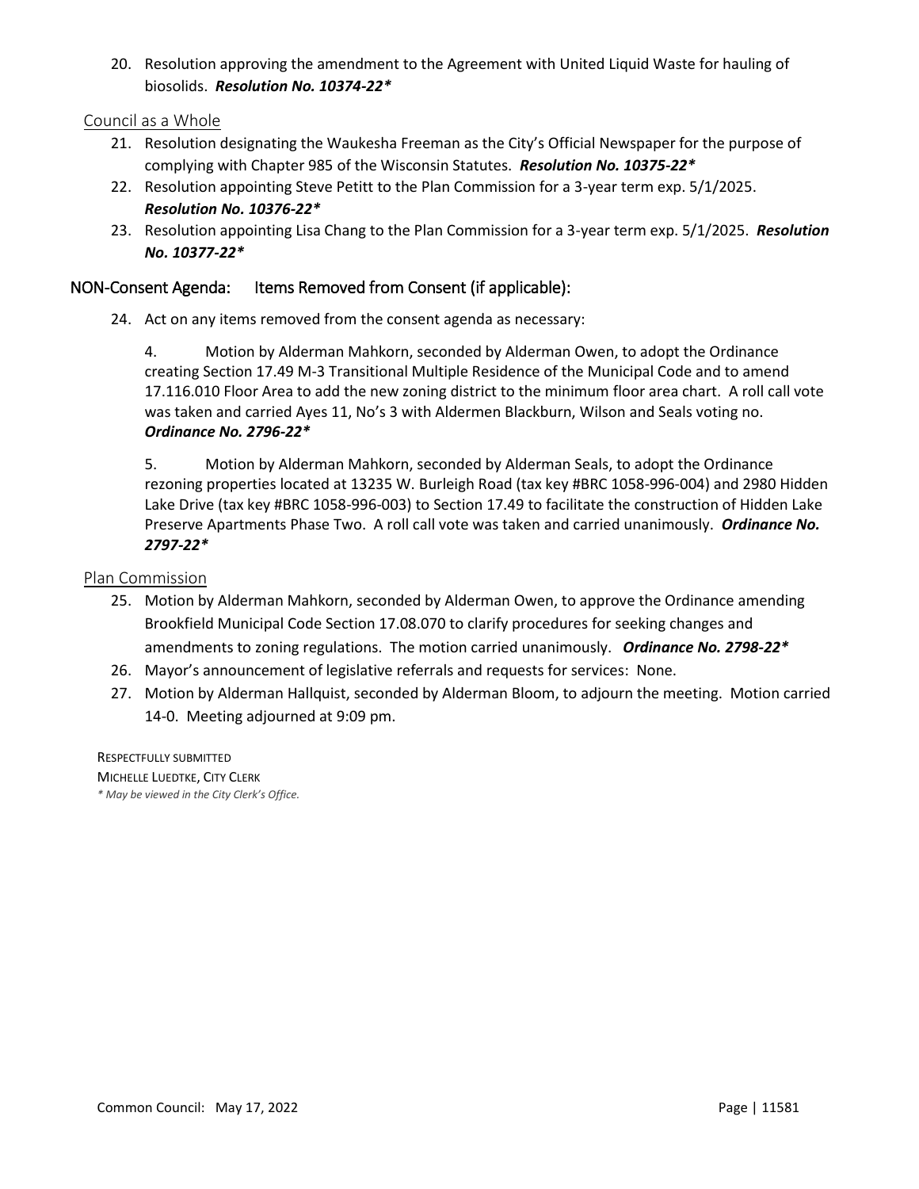20. Resolution approving the amendment to the Agreement with United Liquid Waste for hauling of biosolids. ***Resolution No. 10374-22****

### Council as a Whole

21. Resolution designating the Waukesha Freeman as the City's Official Newspaper for the purpose of complying with Chapter 985 of the Wisconsin Statutes. ***Resolution No. 10375-22****
22. Resolution appointing Steve Petitt to the Plan Commission for a 3-year term exp. 5/1/2025. ***Resolution No. 10376-22****
23. Resolution appointing Lisa Chang to the Plan Commission for a 3-year term exp. 5/1/2025. ***Resolution No. 10377-22****

## NON-Consent Agenda: Items Removed from Consent (if applicable):

24. Act on any items removed from the consent agenda as necessary:

    4. Motion by Alderman Mahkorn, seconded by Alderman Owen, to adopt the Ordinance creating Section 17.49 M-3 Transitional Multiple Residence of the Municipal Code and to amend 17.116.010 Floor Area to add the new zoning district to the minimum floor area chart. A roll call vote was taken and carried Ayes 11, No's 3 with Aldermen Blackburn, Wilson and Seals voting no. ***Ordinance No. 2796-22****

    5. Motion by Alderman Mahkorn, seconded by Alderman Seals, to adopt the Ordinance rezoning properties located at 13235 W. Burleigh Road (tax key #BRC 1058-996-004) and 2980 Hidden Lake Drive (tax key #BRC 1058-996-003) to Section 17.49 to facilitate the construction of Hidden Lake Preserve Apartments Phase Two. A roll call vote was taken and carried unanimously. ***Ordinance No. 2797-22****

### Plan Commission

25. Motion by Alderman Mahkorn, seconded by Alderman Owen, to approve the Ordinance amending Brookfield Municipal Code Section 17.08.070 to clarify procedures for seeking changes and amendments to zoning regulations. The motion carried unanimously. ***Ordinance No. 2798-22****
26. Mayor's announcement of legislative referrals and requests for services: None.
27. Motion by Alderman Hallquist, seconded by Alderman Bloom, to adjourn the meeting. Motion carried 14-0. Meeting adjourned at 9:09 pm.

RESPECTFULLY SUBMITTED
MICHELLE LUEDTKE, CITY CLERK
*\* May be viewed in the City Clerk's Office.*